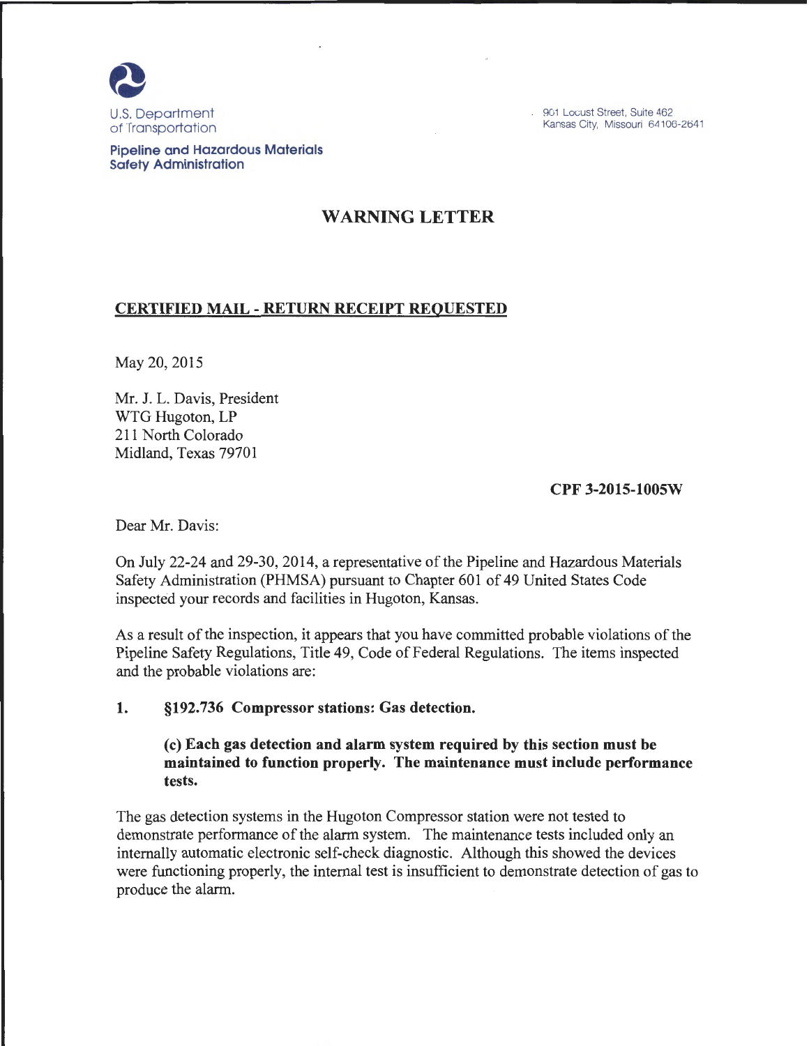U.S. Department of Transportation

**Pipeline and Hazardous Materials Safety Administration**

901 Locust Street, Suite 462
Kansas City, Missouri 64106-2641

# WARNING LETTER

**CERTIFIED MAIL - RETURN RECEIPT REQUESTED**

May 20, 2015

Mr. J. L. Davis, President
WTG Hugoton, LP
211 North Colorado
Midland, Texas 79701

**CPF 3-2015-1005W**

Dear Mr. Davis:

On July 22-24 and 29-30, 2014, a representative of the Pipeline and Hazardous Materials Safety Administration (PHMSA) pursuant to Chapter 601 of 49 United States Code inspected your records and facilities in Hugoton, Kansas.

As a result of the inspection, it appears that you have committed probable violations of the Pipeline Safety Regulations, Title 49, Code of Federal Regulations. The items inspected and the probable violations are:

1. **§192.736 Compressor stations: Gas detection.**

   **(c) Each gas detection and alarm system required by this section must be maintained to function properly. The maintenance must include performance tests.**

The gas detection systems in the Hugoton Compressor station were not tested to demonstrate performance of the alarm system. The maintenance tests included only an internally automatic electronic self-check diagnostic. Although this showed the devices were functioning properly, the internal test is insufficient to demonstrate detection of gas to produce the alarm.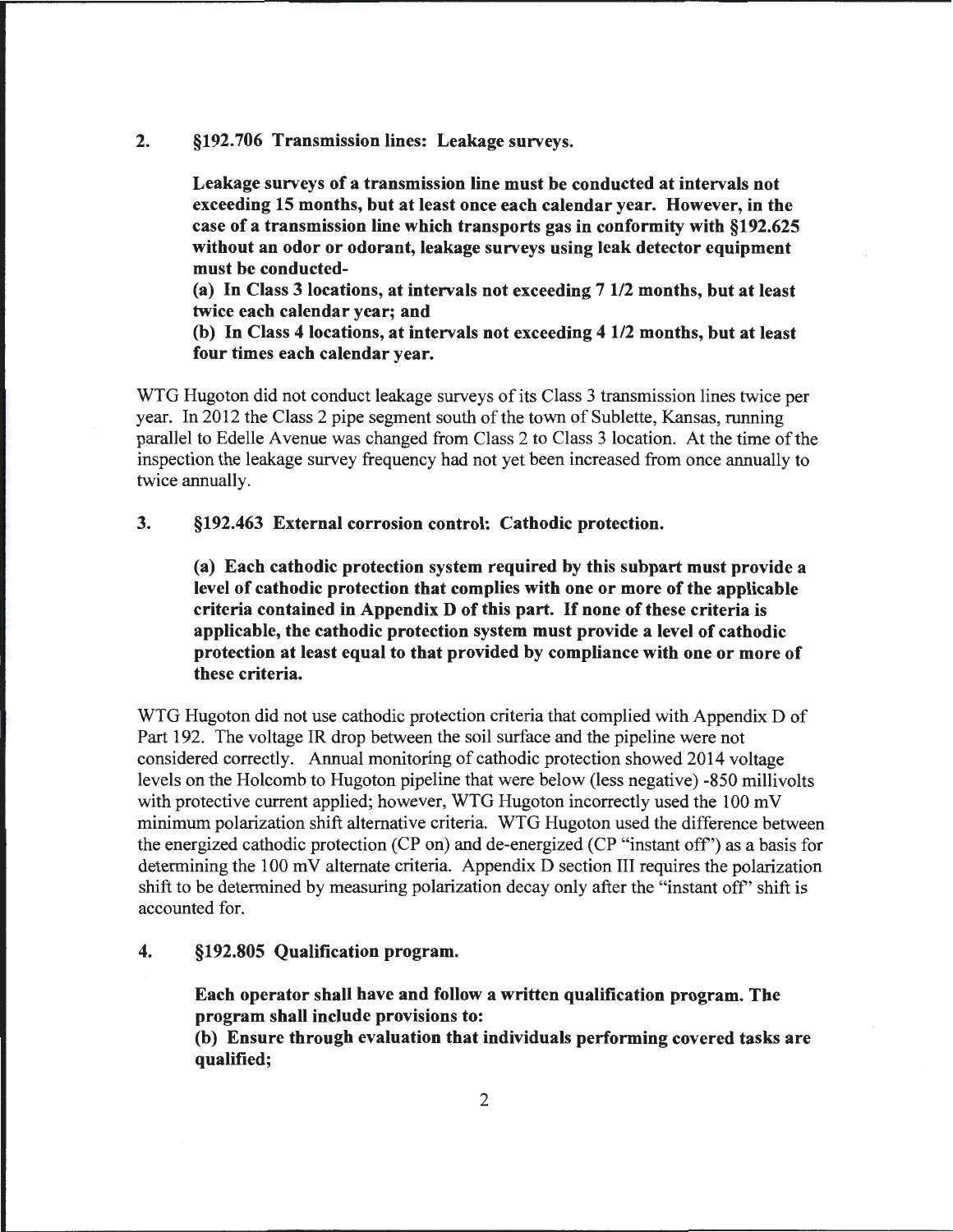2. **§192.706 Transmission lines: Leakage surveys.**

**Leakage surveys of a transmission line must be conducted at intervals not exceeding 15 months, but at least once each calendar year. However, in the case of a transmission line which transports gas in conformity with §192.625 without an odor or odorant, leakage surveys using leak detector equipment must be conducted-**

**(a) In Class 3 locations, at intervals not exceeding 7 1/2 months, but at least twice each calendar year; and**

**(b) In Class 4 locations, at intervals not exceeding 4 1/2 months, but at least four times each calendar year.**

WTG Hugoton did not conduct leakage surveys of its Class 3 transmission lines twice per year. In 2012 the Class 2 pipe segment south of the town of Sublette, Kansas, running parallel to Edelle Avenue was changed from Class 2 to Class 3 location. At the time of the inspection the leakage survey frequency had not yet been increased from once annually to twice annually.

3. **§192.463 External corrosion control: Cathodic protection.**

**(a) Each cathodic protection system required by this subpart must provide a level of cathodic protection that complies with one or more of the applicable criteria contained in Appendix D of this part. If none of these criteria is applicable, the cathodic protection system must provide a level of cathodic protection at least equal to that provided by compliance with one or more of these criteria.**

WTG Hugoton did not use cathodic protection criteria that complied with Appendix D of Part 192. The voltage IR drop between the soil surface and the pipeline were not considered correctly. Annual monitoring of cathodic protection showed 2014 voltage levels on the Holcomb to Hugoton pipeline that were below (less negative) -850 millivolts with protective current applied; however, WTG Hugoton incorrectly used the 100 mV minimum polarization shift alternative criteria. WTG Hugoton used the difference between the energized cathodic protection (CP on) and de-energized (CP "instant off") as a basis for determining the 100 mV alternate criteria. Appendix D section III requires the polarization shift to be determined by measuring polarization decay only after the "instant off" shift is accounted for.

4. **§192.805 Qualification program.**

**Each operator shall have and follow a written qualification program. The program shall include provisions to:**

**(b) Ensure through evaluation that individuals performing covered tasks are qualified;**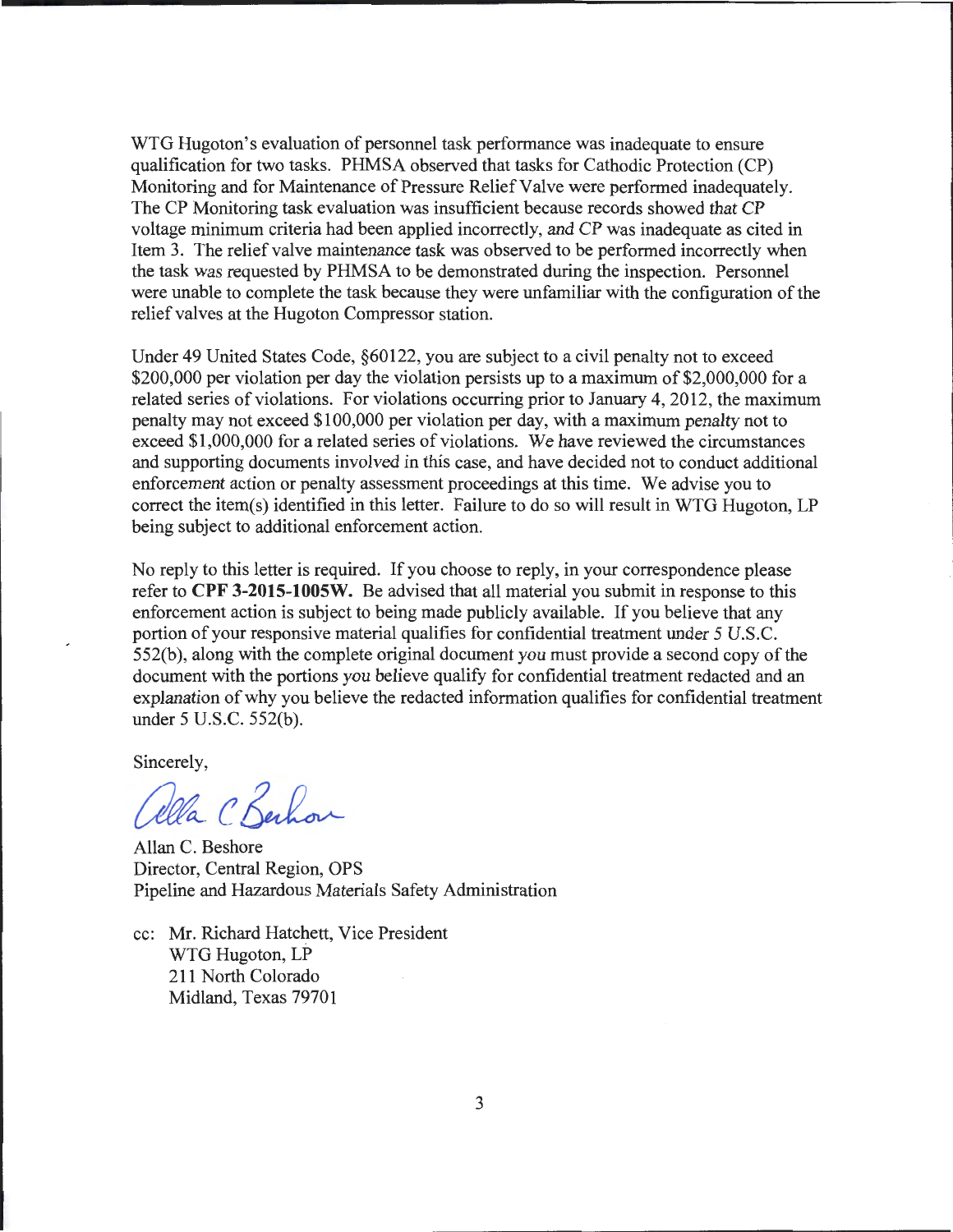WTG Hugoton's evaluation of personnel task performance was inadequate to ensure qualification for two tasks. PHMSA observed that tasks for Cathodic Protection (CP) Monitoring and for Maintenance of Pressure Relief Valve were performed inadequately. The CP Monitoring task evaluation was insufficient because records showed that CP voltage minimum criteria had been applied incorrectly, and CP was inadequate as cited in Item 3. The relief valve maintenance task was observed to be performed incorrectly when the task was requested by PHMSA to be demonstrated during the inspection. Personnel were unable to complete the task because they were unfamiliar with the configuration of the relief valves at the Hugoton Compressor station.

Under 49 United States Code, §60122, you are subject to a civil penalty not to exceed $200,000 per violation per day the violation persists up to a maximum of $2,000,000 for a related series of violations. For violations occurring prior to January 4, 2012, the maximum penalty may not exceed $100,000 per violation per day, with a maximum penalty not to exceed $1,000,000 for a related series of violations. We have reviewed the circumstances and supporting documents involved in this case, and have decided not to conduct additional enforcement action or penalty assessment proceedings at this time. We advise you to correct the item(s) identified in this letter. Failure to do so will result in WTG Hugoton, LP being subject to additional enforcement action.

No reply to this letter is required. If you choose to reply, in your correspondence please refer to **CPF 3-2015-1005W.** Be advised that all material you submit in response to this enforcement action is subject to being made publicly available. If you believe that any portion of your responsive material qualifies for confidential treatment under 5 U.S.C. 552(b), along with the complete original document you must provide a second copy of the document with the portions you believe qualify for confidential treatment redacted and an explanation of why you believe the redacted information qualifies for confidential treatment under 5 U.S.C. 552(b).

Sincerely,

Allan C. Beshore
Director, Central Region, OPS
Pipeline and Hazardous Materials Safety Administration

cc: Mr. Richard Hatchett, Vice President
WTG Hugoton, LP
211 North Colorado
Midland, Texas 79701